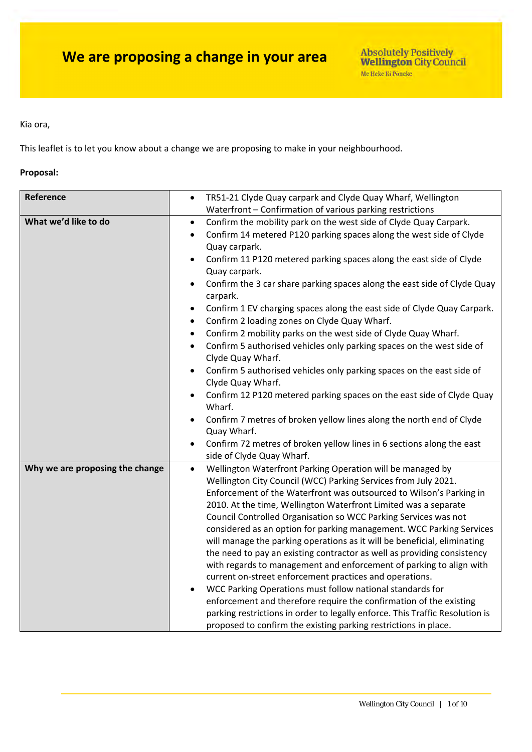# We are proposing a change in your area

Absolutely Positively **Wellington** City Council
Me Heke Ki Pōneke

Kia ora,

This leaflet is to let you know about a change we are proposing to make in your neighbourhood.

**Proposal:**

| | |
|---|---|
| **Reference** | • TR51-21 Clyde Quay carpark and Clyde Quay Wharf, Wellington Waterfront – Confirmation of various parking restrictions |
| **What we'd like to do** | • Confirm the mobility park on the west side of Clyde Quay Carpark.<br>• Confirm 14 metered P120 parking spaces along the west side of Clyde Quay carpark.<br>• Confirm 11 P120 metered parking spaces along the east side of Clyde Quay carpark.<br>• Confirm the 3 car share parking spaces along the east side of Clyde Quay carpark.<br>• Confirm 1 EV charging spaces along the east side of Clyde Quay Carpark.<br>• Confirm 2 loading zones on Clyde Quay Wharf.<br>• Confirm 2 mobility parks on the west side of Clyde Quay Wharf.<br>• Confirm 5 authorised vehicles only parking spaces on the west side of Clyde Quay Wharf.<br>• Confirm 5 authorised vehicles only parking spaces on the east side of Clyde Quay Wharf.<br>• Confirm 12 P120 metered parking spaces on the east side of Clyde Quay Wharf.<br>• Confirm 7 metres of broken yellow lines along the north end of Clyde Quay Wharf.<br>• Confirm 72 metres of broken yellow lines in 6 sections along the east side of Clyde Quay Wharf. |
| **Why we are proposing the change** | • Wellington Waterfront Parking Operation will be managed by Wellington City Council (WCC) Parking Services from July 2021. Enforcement of the Waterfront was outsourced to Wilson's Parking in 2010. At the time, Wellington Waterfront Limited was a separate Council Controlled Organisation so WCC Parking Services was not considered as an option for parking management. WCC Parking Services will manage the parking operations as it will be beneficial, eliminating the need to pay an existing contractor as well as providing consistency with regards to management and enforcement of parking to align with current on-street enforcement practices and operations.<br>• WCC Parking Operations must follow national standards for enforcement and therefore require the confirmation of the existing parking restrictions in order to legally enforce. This Traffic Resolution is proposed to confirm the existing parking restrictions in place. |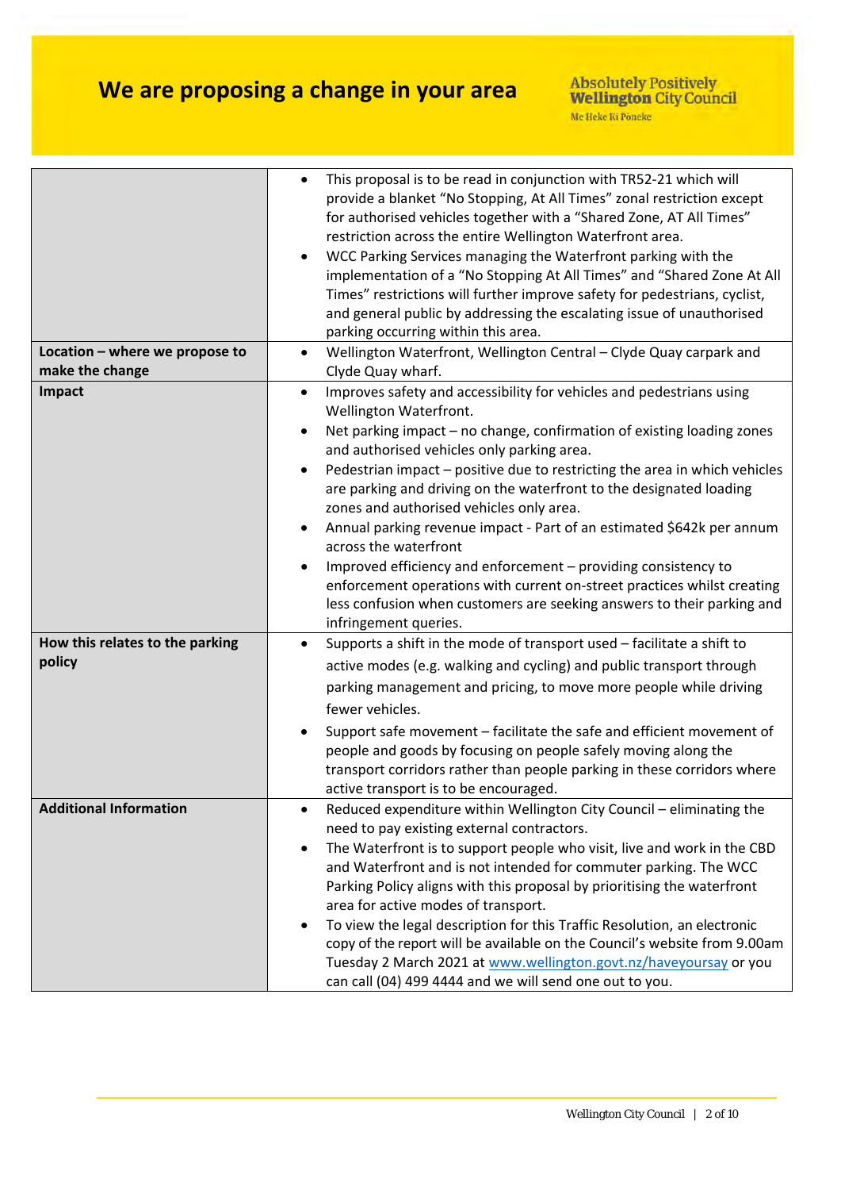# We are proposing a change in your area

| | |
|---|---|
| | • This proposal is to be read in conjunction with TR52-21 which will provide a blanket "No Stopping, At All Times" zonal restriction except for authorised vehicles together with a "Shared Zone, AT All Times" restriction across the entire Wellington Waterfront area.<br>• WCC Parking Services managing the Waterfront parking with the implementation of a "No Stopping At All Times" and "Shared Zone At All Times" restrictions will further improve safety for pedestrians, cyclist, and general public by addressing the escalating issue of unauthorised parking occurring within this area. |
| **Location – where we propose to make the change** | • Wellington Waterfront, Wellington Central – Clyde Quay carpark and Clyde Quay wharf. |
| **Impact** | • Improves safety and accessibility for vehicles and pedestrians using Wellington Waterfront.<br>• Net parking impact – no change, confirmation of existing loading zones and authorised vehicles only parking area.<br>• Pedestrian impact – positive due to restricting the area in which vehicles are parking and driving on the waterfront to the designated loading zones and authorised vehicles only area.<br>• Annual parking revenue impact - Part of an estimated $642k per annum across the waterfront<br>• Improved efficiency and enforcement – providing consistency to enforcement operations with current on-street practices whilst creating less confusion when customers are seeking answers to their parking and infringement queries. |
| **How this relates to the parking policy** | • Supports a shift in the mode of transport used – facilitate a shift to active modes (e.g. walking and cycling) and public transport through parking management and pricing, to move more people while driving fewer vehicles.<br>• Support safe movement – facilitate the safe and efficient movement of people and goods by focusing on people safely moving along the transport corridors rather than people parking in these corridors where active transport is to be encouraged. |
| **Additional Information** | • Reduced expenditure within Wellington City Council – eliminating the need to pay existing external contractors.<br>• The Waterfront is to support people who visit, live and work in the CBD and Waterfront and is not intended for commuter parking. The WCC Parking Policy aligns with this proposal by prioritising the waterfront area for active modes of transport.<br>• To view the legal description for this Traffic Resolution, an electronic copy of the report will be available on the Council's website from 9.00am Tuesday 2 March 2021 at [www.wellington.govt.nz/haveyoursay](http://www.wellington.govt.nz/haveyoursay) or you can call (04) 499 4444 and we will send one out to you. |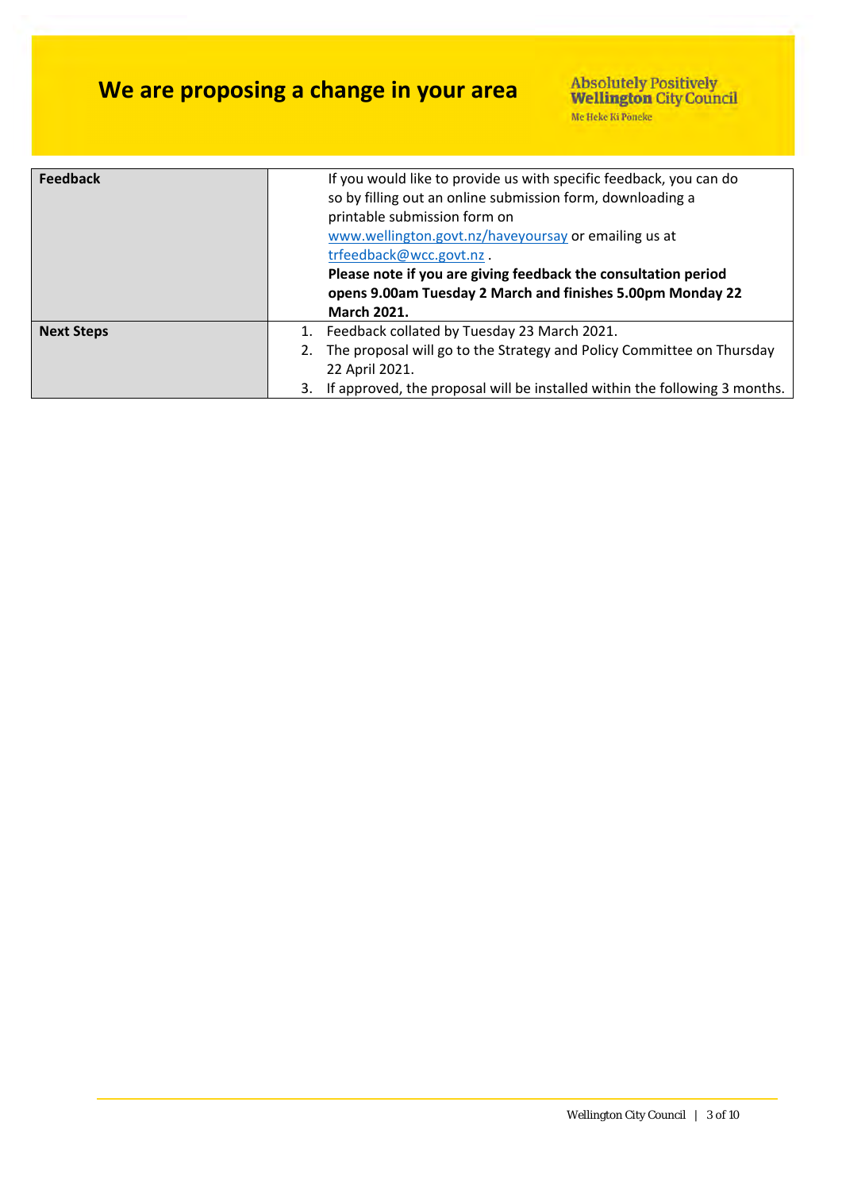# We are proposing a change in your area

| | |
|---|---|
| **Feedback** | If you would like to provide us with specific feedback, you can do so by filling out an online submission form, downloading a printable submission form on www.wellington.govt.nz/haveyoursay or emailing us at trfeedback@wcc.govt.nz . **Please note if you are giving feedback the consultation period opens 9.00am Tuesday 2 March and finishes 5.00pm Monday 22 March 2021.** |
| **Next Steps** | 1. Feedback collated by Tuesday 23 March 2021. 2. The proposal will go to the Strategy and Policy Committee on Thursday 22 April 2021. 3. If approved, the proposal will be installed within the following 3 months. |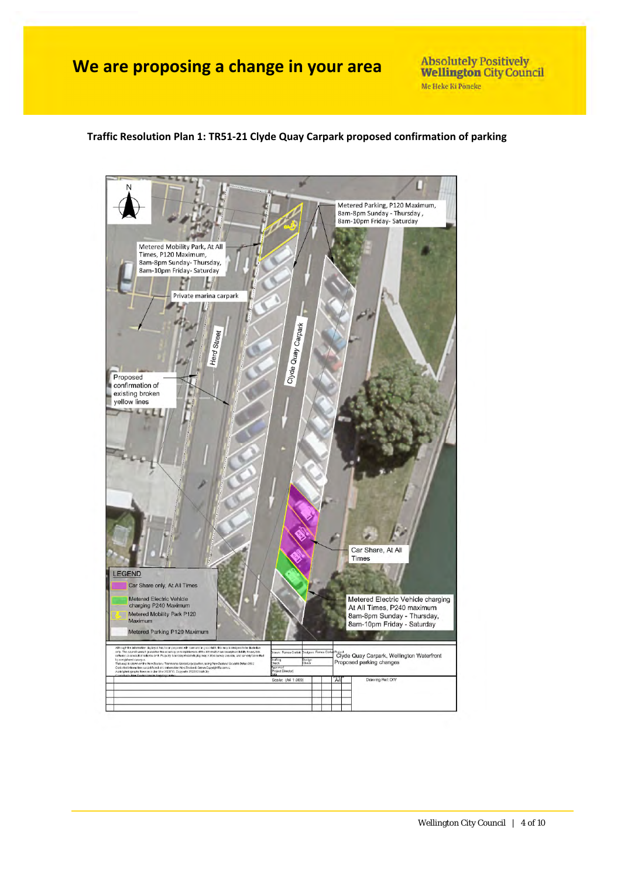# We are proposing a change in your area

**Traffic Resolution Plan 1: TR51-21 Clyde Quay Carpark proposed confirmation of parking**

N

Metered Parking, P120 Maximum, 8am-8pm Sunday - Thursday, 8am-10pm Friday- Saturday

Metered Mobility Park, At All Times, P120 Maximum, 8am-8pm Sunday- Thursday, 8am-10pm Friday- Saturday

Private marina carpark

Herd Street

Clyde Quay Carpark

Proposed confirmation of existing broken yellow lines

Car Share, At All Times

Metered Electric Vehicle charging At All Times, P240 maximum 8am-8pm Sunday - Thursday, 8am-10pm Friday - Saturday

LEGEND

- Car Share only, At All Times
- Metered Electric Vehicle charging P240 Maximum
- Metered Mobility Park P120 Maximum
- Metered Parking P120 Maximum

Clyde Quay Carpark, Wellington Waterfront

Proposed parking changes

Scale: (A4 1:900)

A4

Drawing Ref: CXY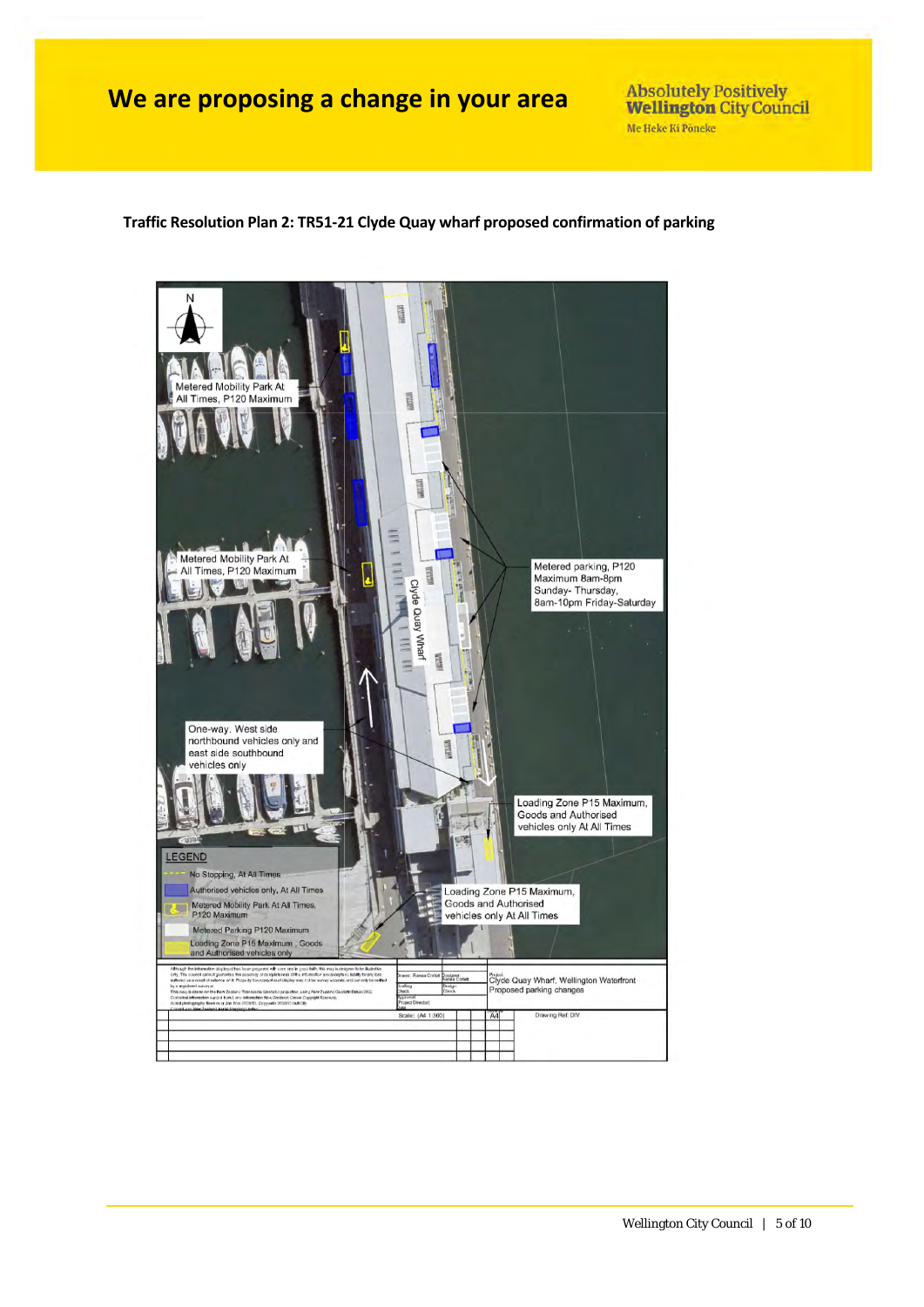# We are proposing a change in your area

Absolutely Positively **Wellington** City Council
Me Heke Ki Pōneke

**Traffic Resolution Plan 2: TR51-21 Clyde Quay wharf proposed confirmation of parking**

N

Metered Mobility Park At All Times, P120 Maximum

Metered Mobility Park At All Times, P120 Maximum

Clyde Quay Wharf

Metered parking, P120 Maximum 8am-8pm Sunday- Thursday, 8am-10pm Friday-Saturday

One-way. West side northbound vehicles only and east side southbound vehicles only

Loading Zone P15 Maximum, Goods and Authorised vehicles only At All Times

Loading Zone P15 Maximum, Goods and Authorised vehicles only At All Times

LEGEND

- No Stopping, At All Times
- Authorised vehicles only, At All Times
- Metered Mobility Park At All Times, P120 Maximum
- Metered Parking P120 Maximum
- Loading Zone P15 Maximum , Goods and Authorised vehicles only

Project: Clyde Quay Wharf, Wellington Waterfront
Proposed parking changes

Scale: (A4 1:300) | A4 | Drawing Ref: DIV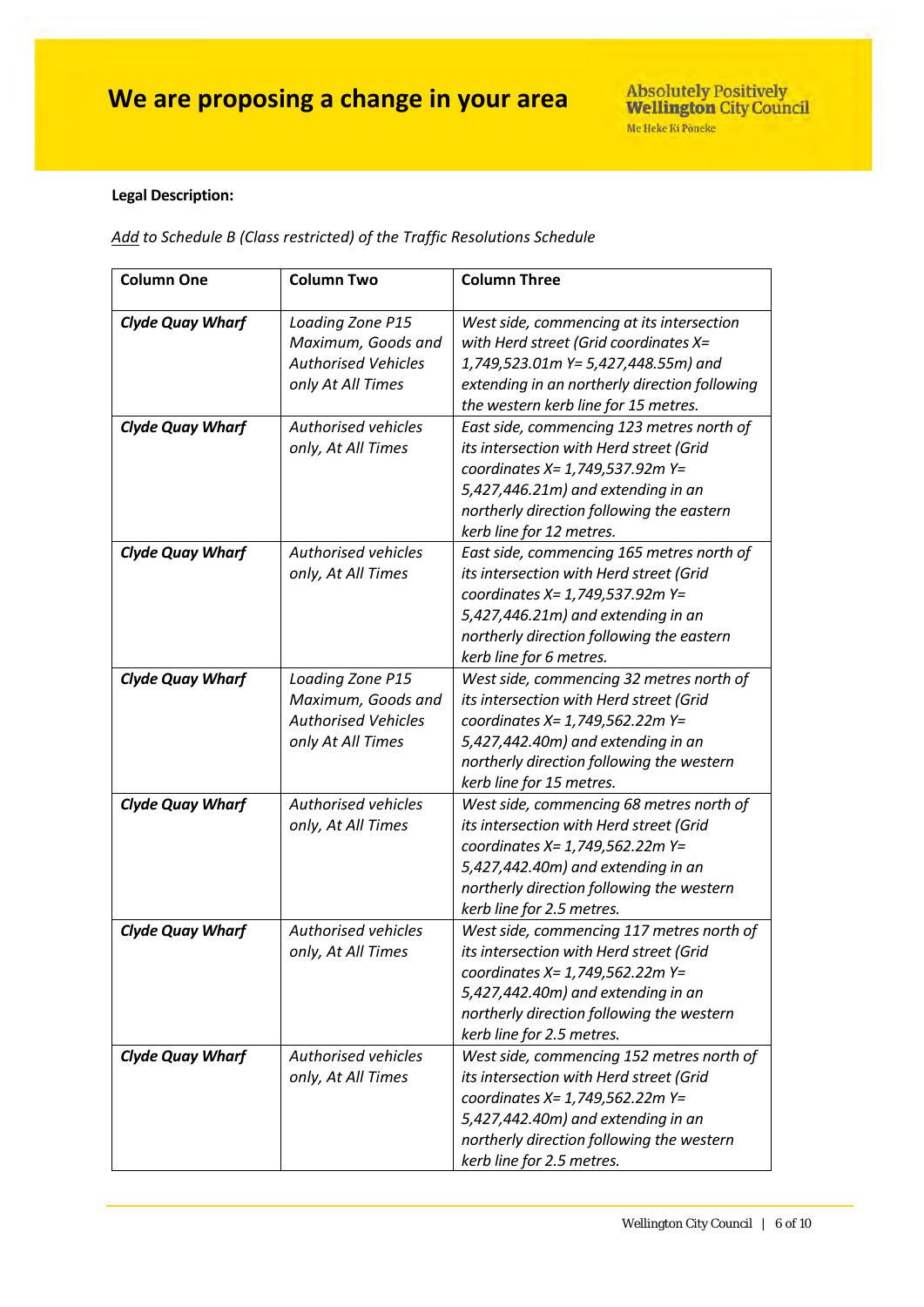# We are proposing a change in your area

**Legal Description:**

*Add to Schedule B (Class restricted) of the Traffic Resolutions Schedule*

| Column One | Column Two | Column Three |
|---|---|---|
| ***Clyde Quay Wharf*** | *Loading Zone P15 Maximum, Goods and Authorised Vehicles only At All Times* | *West side, commencing at its intersection with Herd street (Grid coordinates X= 1,749,523.01m Y= 5,427,448.55m) and extending in an northerly direction following the western kerb line for 15 metres.* |
| ***Clyde Quay Wharf*** | *Authorised vehicles only, At All Times* | *East side, commencing 123 metres north of its intersection with Herd street (Grid coordinates X= 1,749,537.92m Y= 5,427,446.21m) and extending in an northerly direction following the eastern kerb line for 12 metres.* |
| ***Clyde Quay Wharf*** | *Authorised vehicles only, At All Times* | *East side, commencing 165 metres north of its intersection with Herd street (Grid coordinates X= 1,749,537.92m Y= 5,427,446.21m) and extending in an northerly direction following the eastern kerb line for 6 metres.* |
| ***Clyde Quay Wharf*** | *Loading Zone P15 Maximum, Goods and Authorised Vehicles only At All Times* | *West side, commencing 32 metres north of its intersection with Herd street (Grid coordinates X= 1,749,562.22m Y= 5,427,442.40m) and extending in an northerly direction following the western kerb line for 15 metres.* |
| ***Clyde Quay Wharf*** | *Authorised vehicles only, At All Times* | *West side, commencing 68 metres north of its intersection with Herd street (Grid coordinates X= 1,749,562.22m Y= 5,427,442.40m) and extending in an northerly direction following the western kerb line for 2.5 metres.* |
| ***Clyde Quay Wharf*** | *Authorised vehicles only, At All Times* | *West side, commencing 117 metres north of its intersection with Herd street (Grid coordinates X= 1,749,562.22m Y= 5,427,442.40m) and extending in an northerly direction following the western kerb line for 2.5 metres.* |
| ***Clyde Quay Wharf*** | *Authorised vehicles only, At All Times* | *West side, commencing 152 metres north of its intersection with Herd street (Grid coordinates X= 1,749,562.22m Y= 5,427,442.40m) and extending in an northerly direction following the western kerb line for 2.5 metres.* |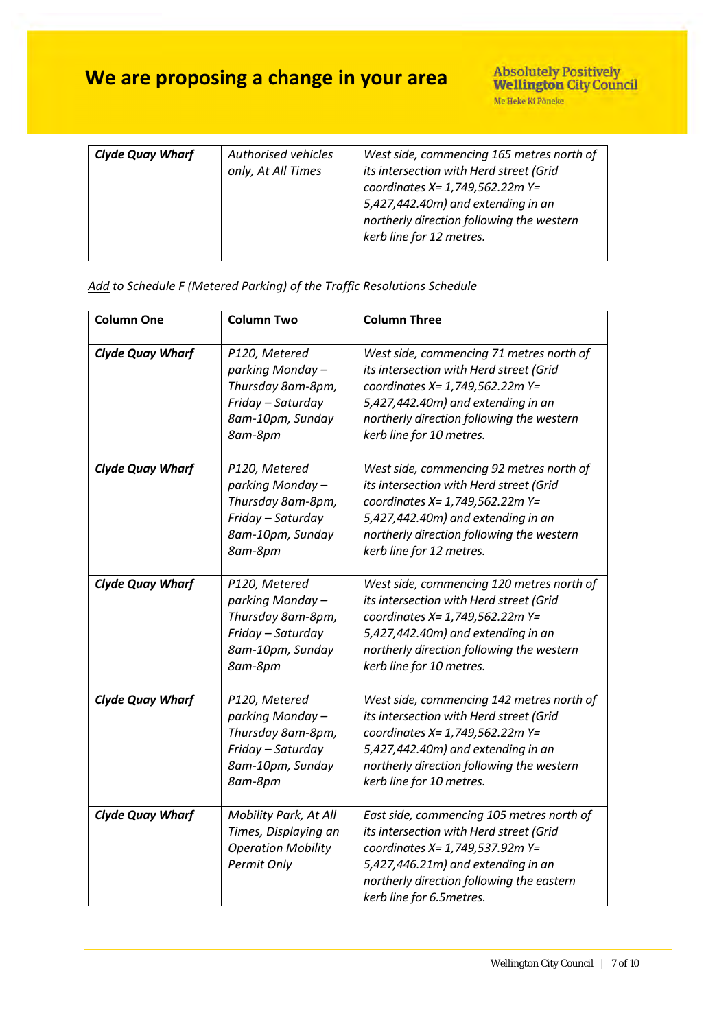| | | |
|---|---|---|
| ***Clyde Quay Wharf*** | *Authorised vehicles only, At All Times* | *West side, commencing 165 metres north of its intersection with Herd street (Grid coordinates X= 1,749,562.22m Y= 5,427,442.40m) and extending in an northerly direction following the western kerb line for 12 metres.* |

*Add to Schedule F (Metered Parking) of the Traffic Resolutions Schedule*

| Column One | Column Two | Column Three |
|---|---|---|
| ***Clyde Quay Wharf*** | *P120, Metered parking Monday – Thursday 8am-8pm, Friday – Saturday 8am-10pm, Sunday 8am-8pm* | *West side, commencing 71 metres north of its intersection with Herd street (Grid coordinates X= 1,749,562.22m Y= 5,427,442.40m) and extending in an northerly direction following the western kerb line for 10 metres.* |
| ***Clyde Quay Wharf*** | *P120, Metered parking Monday – Thursday 8am-8pm, Friday – Saturday 8am-10pm, Sunday 8am-8pm* | *West side, commencing 92 metres north of its intersection with Herd street (Grid coordinates X= 1,749,562.22m Y= 5,427,442.40m) and extending in an northerly direction following the western kerb line for 12 metres.* |
| ***Clyde Quay Wharf*** | *P120, Metered parking Monday – Thursday 8am-8pm, Friday – Saturday 8am-10pm, Sunday 8am-8pm* | *West side, commencing 120 metres north of its intersection with Herd street (Grid coordinates X= 1,749,562.22m Y= 5,427,442.40m) and extending in an northerly direction following the western kerb line for 10 metres.* |
| ***Clyde Quay Wharf*** | *P120, Metered parking Monday – Thursday 8am-8pm, Friday – Saturday 8am-10pm, Sunday 8am-8pm* | *West side, commencing 142 metres north of its intersection with Herd street (Grid coordinates X= 1,749,562.22m Y= 5,427,442.40m) and extending in an northerly direction following the western kerb line for 10 metres.* |
| ***Clyde Quay Wharf*** | *Mobility Park, At All Times, Displaying an Operation Mobility Permit Only* | *East side, commencing 105 metres north of its intersection with Herd street (Grid coordinates X= 1,749,537.92m Y= 5,427,446.21m) and extending in an northerly direction following the eastern kerb line for 6.5metres.* |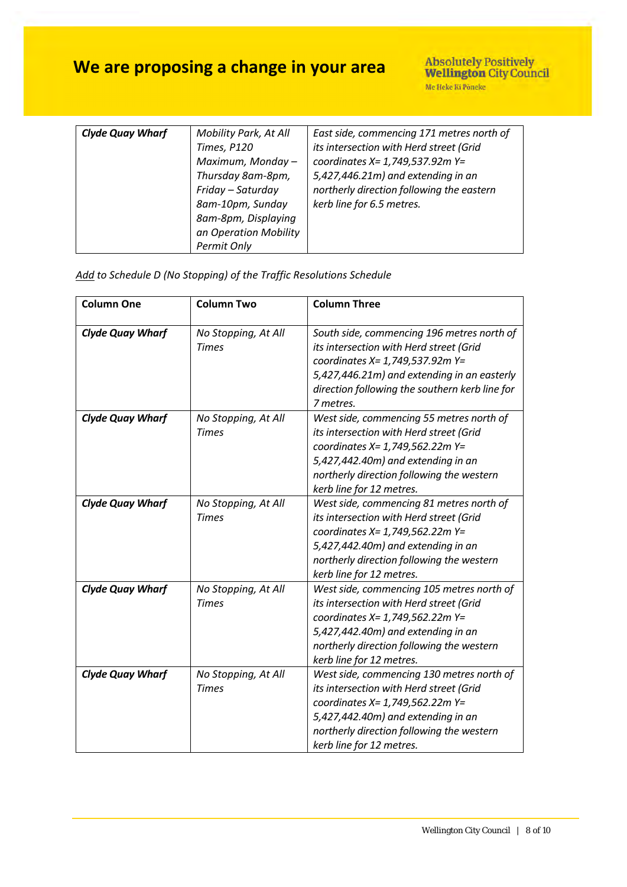| *Clyde Quay Wharf* | *Mobility Park, At All Times, P120 Maximum, Monday – Thursday 8am-8pm, Friday – Saturday 8am-10pm, Sunday 8am-8pm, Displaying an Operation Mobility Permit Only* | *East side, commencing 171 metres north of its intersection with Herd street (Grid coordinates X= 1,749,537.92m Y= 5,427,446.21m) and extending in an northerly direction following the eastern kerb line for 6.5 metres.* |
|---|---|---|

*Add to Schedule D (No Stopping) of the Traffic Resolutions Schedule*

| Column One | Column Two | Column Three |
|---|---|---|
| *Clyde Quay Wharf* | *No Stopping, At All Times* | *South side, commencing 196 metres north of its intersection with Herd street (Grid coordinates X= 1,749,537.92m Y= 5,427,446.21m) and extending in an easterly direction following the southern kerb line for 7 metres.* |
| *Clyde Quay Wharf* | *No Stopping, At All Times* | *West side, commencing 55 metres north of its intersection with Herd street (Grid coordinates X= 1,749,562.22m Y= 5,427,442.40m) and extending in an northerly direction following the western kerb line for 12 metres.* |
| *Clyde Quay Wharf* | *No Stopping, At All Times* | *West side, commencing 81 metres north of its intersection with Herd street (Grid coordinates X= 1,749,562.22m Y= 5,427,442.40m) and extending in an northerly direction following the western kerb line for 12 metres.* |
| *Clyde Quay Wharf* | *No Stopping, At All Times* | *West side, commencing 105 metres north of its intersection with Herd street (Grid coordinates X= 1,749,562.22m Y= 5,427,442.40m) and extending in an northerly direction following the western kerb line for 12 metres.* |
| *Clyde Quay Wharf* | *No Stopping, At All Times* | *West side, commencing 130 metres north of its intersection with Herd street (Grid coordinates X= 1,749,562.22m Y= 5,427,442.40m) and extending in an northerly direction following the western kerb line for 12 metres.* |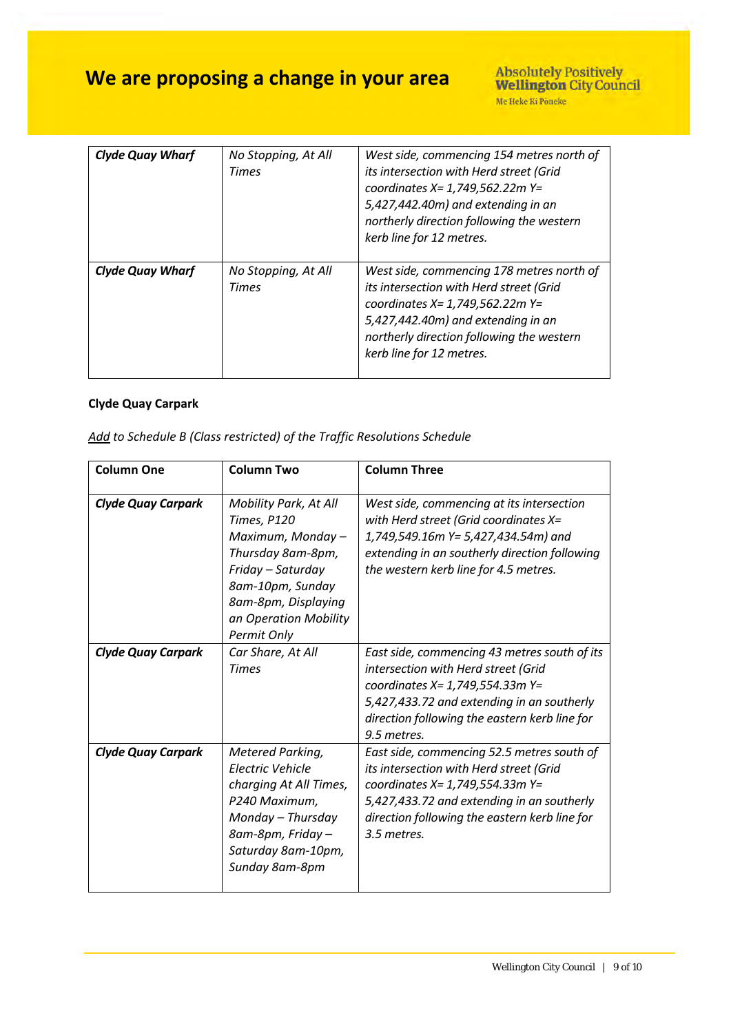| Clyde Quay Wharf | No Stopping, At All Times | West side, commencing 154 metres north of its intersection with Herd street (Grid coordinates X= 1,749,562.22m Y= 5,427,442.40m) and extending in an northerly direction following the western kerb line for 12 metres. |
|---|---|---|
| ***Clyde Quay Wharf*** | *No Stopping, At All Times* | *West side, commencing 178 metres north of its intersection with Herd street (Grid coordinates X= 1,749,562.22m Y= 5,427,442.40m) and extending in an northerly direction following the western kerb line for 12 metres.* |

**Clyde Quay Carpark**

*Add to Schedule B (Class restricted) of the Traffic Resolutions Schedule*

| Column One | Column Two | Column Three |
|---|---|---|
| ***Clyde Quay Carpark*** | *Mobility Park, At All Times, P120 Maximum, Monday – Thursday 8am-8pm, Friday – Saturday 8am-10pm, Sunday 8am-8pm, Displaying an Operation Mobility Permit Only* | *West side, commencing at its intersection with Herd street (Grid coordinates X= 1,749,549.16m Y= 5,427,434.54m) and extending in an southerly direction following the western kerb line for 4.5 metres.* |
| ***Clyde Quay Carpark*** | *Car Share, At All Times* | *East side, commencing 43 metres south of its intersection with Herd street (Grid coordinates X= 1,749,554.33m Y= 5,427,433.72 and extending in an southerly direction following the eastern kerb line for 9.5 metres.* |
| ***Clyde Quay Carpark*** | *Metered Parking, Electric Vehicle charging At All Times, P240 Maximum, Monday – Thursday 8am-8pm, Friday – Saturday 8am-10pm, Sunday 8am-8pm* | *East side, commencing 52.5 metres south of its intersection with Herd street (Grid coordinates X= 1,749,554.33m Y= 5,427,433.72 and extending in an southerly direction following the eastern kerb line for 3.5 metres.* |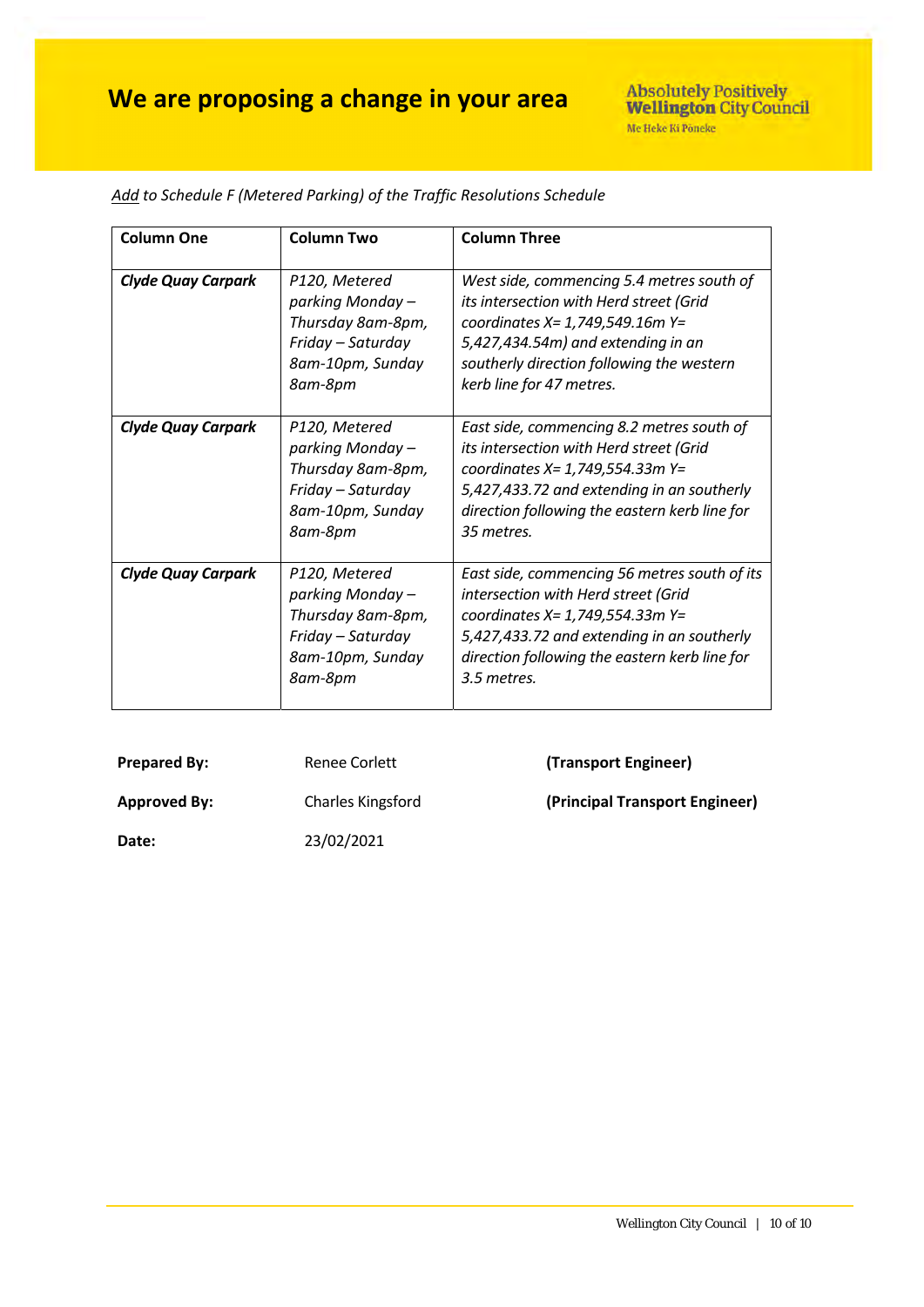# We are proposing a change in your area

Absolutely Positively **Wellington** City Council
Me Heke Ki Pōneke

*<u>Add</u> to Schedule F (Metered Parking) of the Traffic Resolutions Schedule*

| Column One | Column Two | Column Three |
|---|---|---|
| ***Clyde Quay Carpark*** | *P120, Metered parking Monday – Thursday 8am-8pm, Friday – Saturday 8am-10pm, Sunday 8am-8pm* | *West side, commencing 5.4 metres south of its intersection with Herd street (Grid coordinates X= 1,749,549.16m Y= 5,427,434.54m) and extending in an southerly direction following the western kerb line for 47 metres.* |
| ***Clyde Quay Carpark*** | *P120, Metered parking Monday – Thursday 8am-8pm, Friday – Saturday 8am-10pm, Sunday 8am-8pm* | *East side, commencing 8.2 metres south of its intersection with Herd street (Grid coordinates X= 1,749,554.33m Y= 5,427,433.72 and extending in an southerly direction following the eastern kerb line for 35 metres.* |
| ***Clyde Quay Carpark*** | *P120, Metered parking Monday – Thursday 8am-8pm, Friday – Saturday 8am-10pm, Sunday 8am-8pm* | *East side, commencing 56 metres south of its intersection with Herd street (Grid coordinates X= 1,749,554.33m Y= 5,427,433.72 and extending in an southerly direction following the eastern kerb line for 3.5 metres.* |

| | | |
|---|---|---|
| **Prepared By:** | Renee Corlett | **(Transport Engineer)** |
| **Approved By:** | Charles Kingsford | **(Principal Transport Engineer)** |
| **Date:** | 23/02/2021 | |